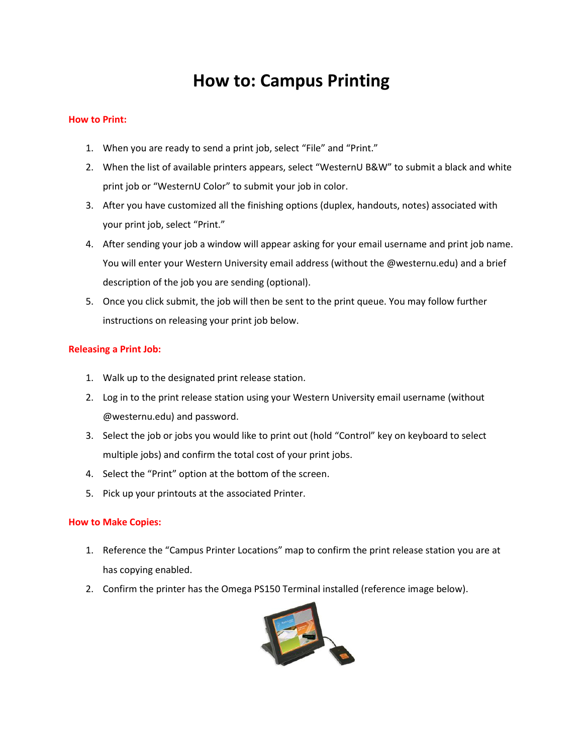# How to: Campus Printing

**How to Print:**

1. When you are ready to send a print job, select "File" and "Print."
2. When the list of available printers appears, select "WesternU B&W" to submit a black and white print job or "WesternU Color" to submit your job in color.
3. After you have customized all the finishing options (duplex, handouts, notes) associated with your print job, select "Print."
4. After sending your job a window will appear asking for your email username and print job name. You will enter your Western University email address (without the @westernu.edu) and a brief description of the job you are sending (optional).
5. Once you click submit, the job will then be sent to the print queue. You may follow further instructions on releasing your print job below.

**Releasing a Print Job:**

1. Walk up to the designated print release station.
2. Log in to the print release station using your Western University email username (without @westernu.edu) and password.
3. Select the job or jobs you would like to print out (hold "Control" key on keyboard to select multiple jobs) and confirm the total cost of your print jobs.
4. Select the "Print" option at the bottom of the screen.
5. Pick up your printouts at the associated Printer.

**How to Make Copies:**

1. Reference the "Campus Printer Locations" map to confirm the print release station you are at has copying enabled.
2. Confirm the printer has the Omega PS150 Terminal installed (reference image below).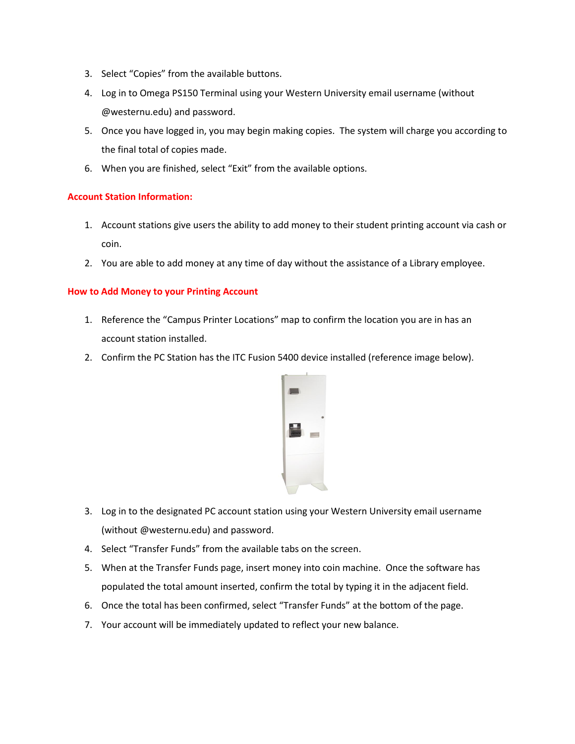3. Select “Copies” from the available buttons.
4. Log in to Omega PS150 Terminal using your Western University email username (without @westernu.edu) and password.
5. Once you have logged in, you may begin making copies. The system will charge you according to the final total of copies made.
6. When you are finished, select “Exit” from the available options.

## Account Station Information:

1. Account stations give users the ability to add money to their student printing account via cash or coin.
2. You are able to add money at any time of day without the assistance of a Library employee.

## How to Add Money to your Printing Account

1. Reference the “Campus Printer Locations” map to confirm the location you are in has an account station installed.
2. Confirm the PC Station has the ITC Fusion 5400 device installed (reference image below).
3. Log in to the designated PC account station using your Western University email username (without @westernu.edu) and password.
4. Select “Transfer Funds” from the available tabs on the screen.
5. When at the Transfer Funds page, insert money into coin machine. Once the software has populated the total amount inserted, confirm the total by typing it in the adjacent field.
6. Once the total has been confirmed, select “Transfer Funds” at the bottom of the page.
7. Your account will be immediately updated to reflect your new balance.